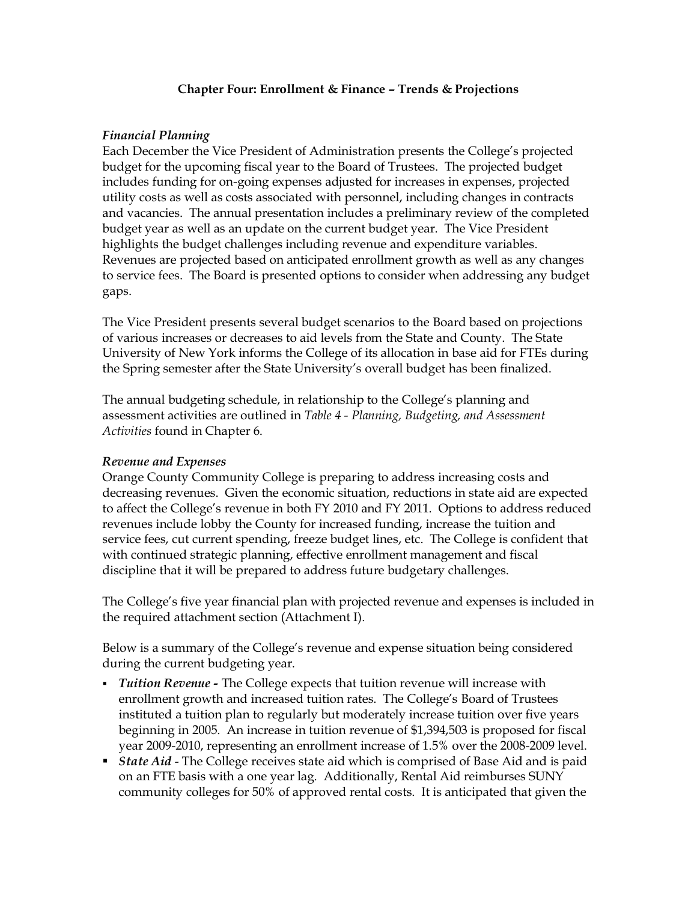# Chapter Four: Enrollment & Finance – Trends & Projections

### *Financial Planning*

Each December the Vice President of Administration presents the College's projected budget for the upcoming fiscal year to the Board of Trustees. The projected budget includes funding for on-going expenses adjusted for increases in expenses, projected utility costs as well as costs associated with personnel, including changes in contracts and vacancies. The annual presentation includes a preliminary review of the completed budget year as well as an update on the current budget year. The Vice President highlights the budget challenges including revenue and expenditure variables. Revenues are projected based on anticipated enrollment growth as well as any changes to service fees. The Board is presented options to consider when addressing any budget gaps.

The Vice President presents several budget scenarios to the Board based on projections of various increases or decreases to aid levels from the State and County. The State University of New York informs the College of its allocation in base aid for FTEs during the Spring semester after the State University's overall budget has been finalized.

The annual budgeting schedule, in relationship to the College's planning and assessment activities are outlined in *Table 4 - Planning, Budgeting, and Assessment Activities* found in Chapter 6.

### *Revenue and Expenses*

Orange County Community College is preparing to address increasing costs and decreasing revenues. Given the economic situation, reductions in state aid are expected to affect the College's revenue in both FY 2010 and FY 2011. Options to address reduced revenues include lobby the County for increased funding, increase the tuition and service fees, cut current spending, freeze budget lines, etc. The College is confident that with continued strategic planning, effective enrollment management and fiscal discipline that it will be prepared to address future budgetary challenges.

The College's five year financial plan with projected revenue and expenses is included in the required attachment section (Attachment I).

Below is a summary of the College's revenue and expense situation being considered during the current budgeting year.

- ***Tuition Revenue -*** The College expects that tuition revenue will increase with enrollment growth and increased tuition rates. The College's Board of Trustees instituted a tuition plan to regularly but moderately increase tuition over five years beginning in 2005. An increase in tuition revenue of $1,394,503 is proposed for fiscal year 2009-2010, representing an enrollment increase of 1.5% over the 2008-2009 level.
- ***State Aid*** - The College receives state aid which is comprised of Base Aid and is paid on an FTE basis with a one year lag. Additionally, Rental Aid reimburses SUNY community colleges for 50% of approved rental costs. It is anticipated that given the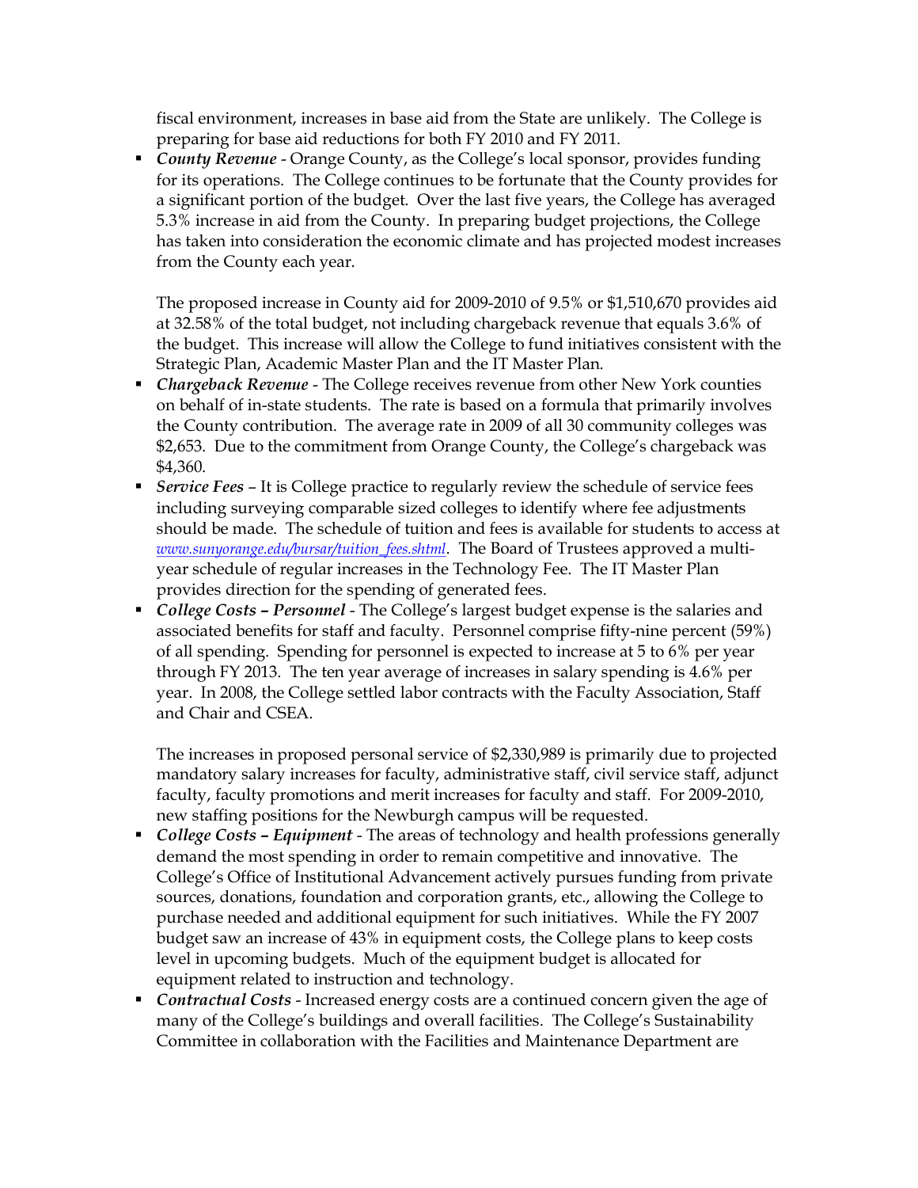fiscal environment, increases in base aid from the State are unlikely. The College is preparing for base aid reductions for both FY 2010 and FY 2011.

- ***County Revenue*** - Orange County, as the College's local sponsor, provides funding for its operations. The College continues to be fortunate that the County provides for a significant portion of the budget. Over the last five years, the College has averaged 5.3% increase in aid from the County. In preparing budget projections, the College has taken into consideration the economic climate and has projected modest increases from the County each year.

  The proposed increase in County aid for 2009-2010 of 9.5% or $1,510,670 provides aid at 32.58% of the total budget, not including chargeback revenue that equals 3.6% of the budget. This increase will allow the College to fund initiatives consistent with the Strategic Plan, Academic Master Plan and the IT Master Plan.
- ***Chargeback Revenue*** - The College receives revenue from other New York counties on behalf of in-state students. The rate is based on a formula that primarily involves the County contribution. The average rate in 2009 of all 30 community colleges was $2,653. Due to the commitment from Orange County, the College's chargeback was $4,360.
- ***Service Fees*** – It is College practice to regularly review the schedule of service fees including surveying comparable sized colleges to identify where fee adjustments should be made. The schedule of tuition and fees is available for students to access at *www.sunyorange.edu/bursar/tuition_fees.shtml*. The Board of Trustees approved a multi-year schedule of regular increases in the Technology Fee. The IT Master Plan provides direction for the spending of generated fees.
- ***College Costs – Personnel*** - The College's largest budget expense is the salaries and associated benefits for staff and faculty. Personnel comprise fifty-nine percent (59%) of all spending. Spending for personnel is expected to increase at 5 to 6% per year through FY 2013. The ten year average of increases in salary spending is 4.6% per year. In 2008, the College settled labor contracts with the Faculty Association, Staff and Chair and CSEA.

  The increases in proposed personal service of $2,330,989 is primarily due to projected mandatory salary increases for faculty, administrative staff, civil service staff, adjunct faculty, faculty promotions and merit increases for faculty and staff. For 2009-2010, new staffing positions for the Newburgh campus will be requested.
- ***College Costs – Equipment*** - The areas of technology and health professions generally demand the most spending in order to remain competitive and innovative. The College's Office of Institutional Advancement actively pursues funding from private sources, donations, foundation and corporation grants, etc., allowing the College to purchase needed and additional equipment for such initiatives. While the FY 2007 budget saw an increase of 43% in equipment costs, the College plans to keep costs level in upcoming budgets. Much of the equipment budget is allocated for equipment related to instruction and technology.
- ***Contractual Costs*** - Increased energy costs are a continued concern given the age of many of the College's buildings and overall facilities. The College's Sustainability Committee in collaboration with the Facilities and Maintenance Department are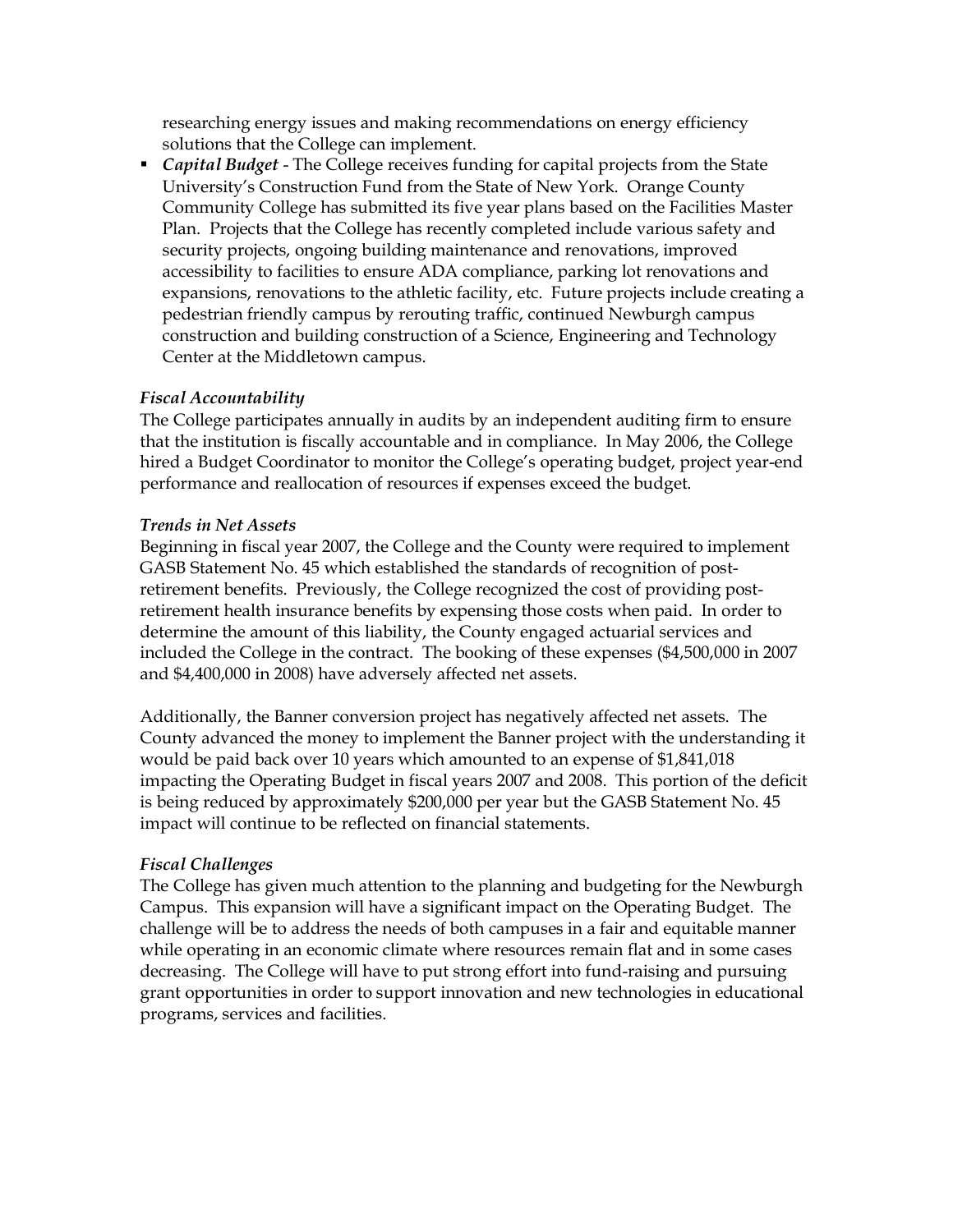researching energy issues and making recommendations on energy efficiency solutions that the College can implement.

- ***Capital Budget*** - The College receives funding for capital projects from the State University's Construction Fund from the State of New York. Orange County Community College has submitted its five year plans based on the Facilities Master Plan. Projects that the College has recently completed include various safety and security projects, ongoing building maintenance and renovations, improved accessibility to facilities to ensure ADA compliance, parking lot renovations and expansions, renovations to the athletic facility, etc. Future projects include creating a pedestrian friendly campus by rerouting traffic, continued Newburgh campus construction and building construction of a Science, Engineering and Technology Center at the Middletown campus.

***Fiscal Accountability***

The College participates annually in audits by an independent auditing firm to ensure that the institution is fiscally accountable and in compliance. In May 2006, the College hired a Budget Coordinator to monitor the College's operating budget, project year-end performance and reallocation of resources if expenses exceed the budget.

***Trends in Net Assets***

Beginning in fiscal year 2007, the College and the County were required to implement GASB Statement No. 45 which established the standards of recognition of post-retirement benefits. Previously, the College recognized the cost of providing post-retirement health insurance benefits by expensing those costs when paid. In order to determine the amount of this liability, the County engaged actuarial services and included the College in the contract. The booking of these expenses ($4,500,000 in 2007 and $4,400,000 in 2008) have adversely affected net assets.

Additionally, the Banner conversion project has negatively affected net assets. The County advanced the money to implement the Banner project with the understanding it would be paid back over 10 years which amounted to an expense of $1,841,018 impacting the Operating Budget in fiscal years 2007 and 2008. This portion of the deficit is being reduced by approximately $200,000 per year but the GASB Statement No. 45 impact will continue to be reflected on financial statements.

***Fiscal Challenges***

The College has given much attention to the planning and budgeting for the Newburgh Campus. This expansion will have a significant impact on the Operating Budget. The challenge will be to address the needs of both campuses in a fair and equitable manner while operating in an economic climate where resources remain flat and in some cases decreasing. The College will have to put strong effort into fund-raising and pursuing grant opportunities in order to support innovation and new technologies in educational programs, services and facilities.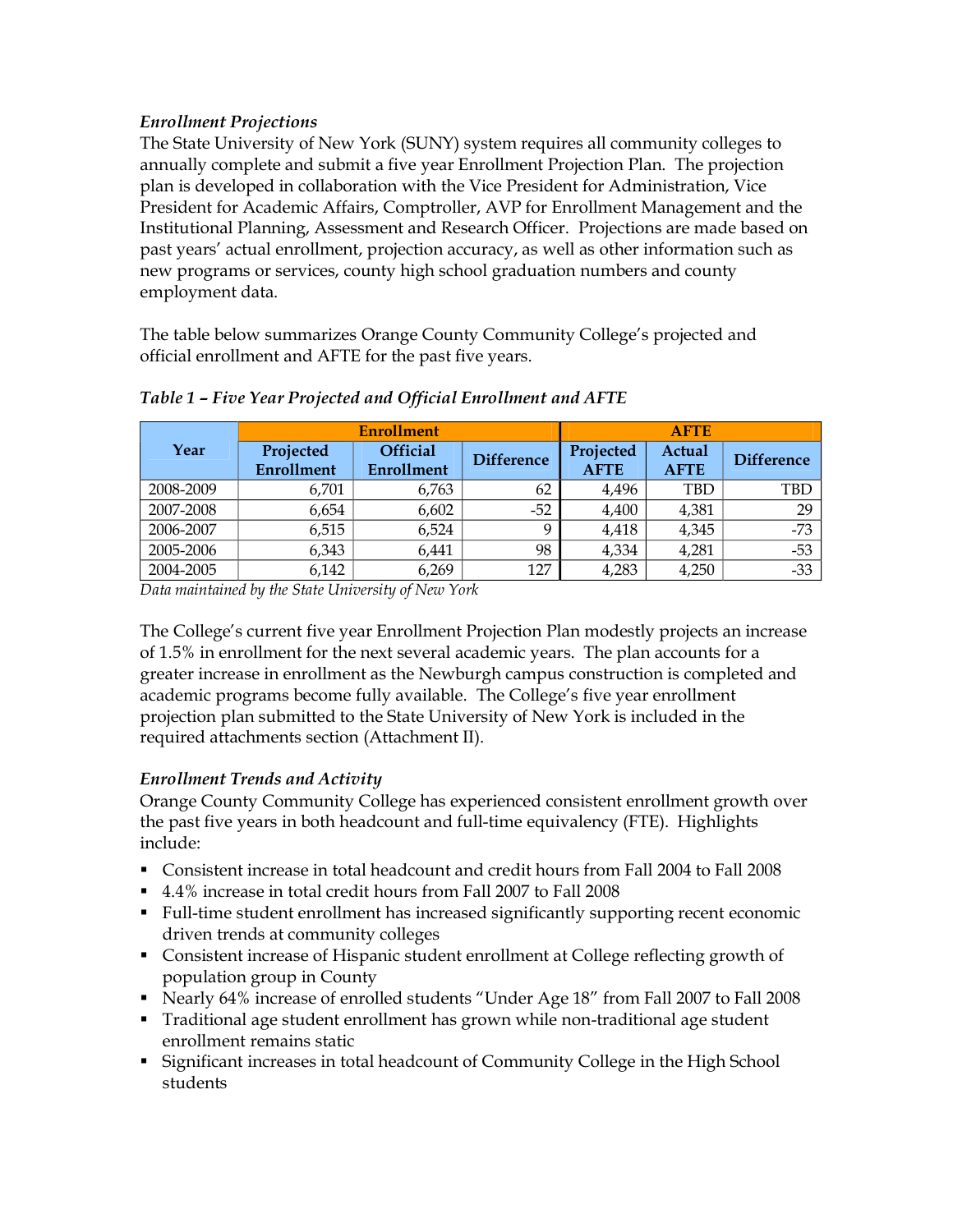*Enrollment Projections*

The State University of New York (SUNY) system requires all community colleges to annually complete and submit a five year Enrollment Projection Plan. The projection plan is developed in collaboration with the Vice President for Administration, Vice President for Academic Affairs, Comptroller, AVP for Enrollment Management and the Institutional Planning, Assessment and Research Officer. Projections are made based on past years' actual enrollment, projection accuracy, as well as other information such as new programs or services, county high school graduation numbers and county employment data.

The table below summarizes Orange County Community College's projected and official enrollment and AFTE for the past five years.

*Table 1 – Five Year Projected and Official Enrollment and AFTE*

| Year | Enrollment | | | AFTE | | |
|---|---|---|---|---|---|---|
| | Projected Enrollment | Official Enrollment | Difference | Projected AFTE | Actual AFTE | Difference |
| 2008-2009 | 6,701 | 6,763 | 62 | 4,496 | TBD | TBD |
| 2007-2008 | 6,654 | 6,602 | -52 | 4,400 | 4,381 | 29 |
| 2006-2007 | 6,515 | 6,524 | 9 | 4,418 | 4,345 | -73 |
| 2005-2006 | 6,343 | 6,441 | 98 | 4,334 | 4,281 | -53 |
| 2004-2005 | 6,142 | 6,269 | 127 | 4,283 | 4,250 | -33 |

*Data maintained by the State University of New York*

The College's current five year Enrollment Projection Plan modestly projects an increase of 1.5% in enrollment for the next several academic years. The plan accounts for a greater increase in enrollment as the Newburgh campus construction is completed and academic programs become fully available. The College's five year enrollment projection plan submitted to the State University of New York is included in the required attachments section (Attachment II).

*Enrollment Trends and Activity*

Orange County Community College has experienced consistent enrollment growth over the past five years in both headcount and full-time equivalency (FTE). Highlights include:

- Consistent increase in total headcount and credit hours from Fall 2004 to Fall 2008
- 4.4% increase in total credit hours from Fall 2007 to Fall 2008
- Full-time student enrollment has increased significantly supporting recent economic driven trends at community colleges
- Consistent increase of Hispanic student enrollment at College reflecting growth of population group in County
- Nearly 64% increase of enrolled students "Under Age 18" from Fall 2007 to Fall 2008
- Traditional age student enrollment has grown while non-traditional age student enrollment remains static
- Significant increases in total headcount of Community College in the High School students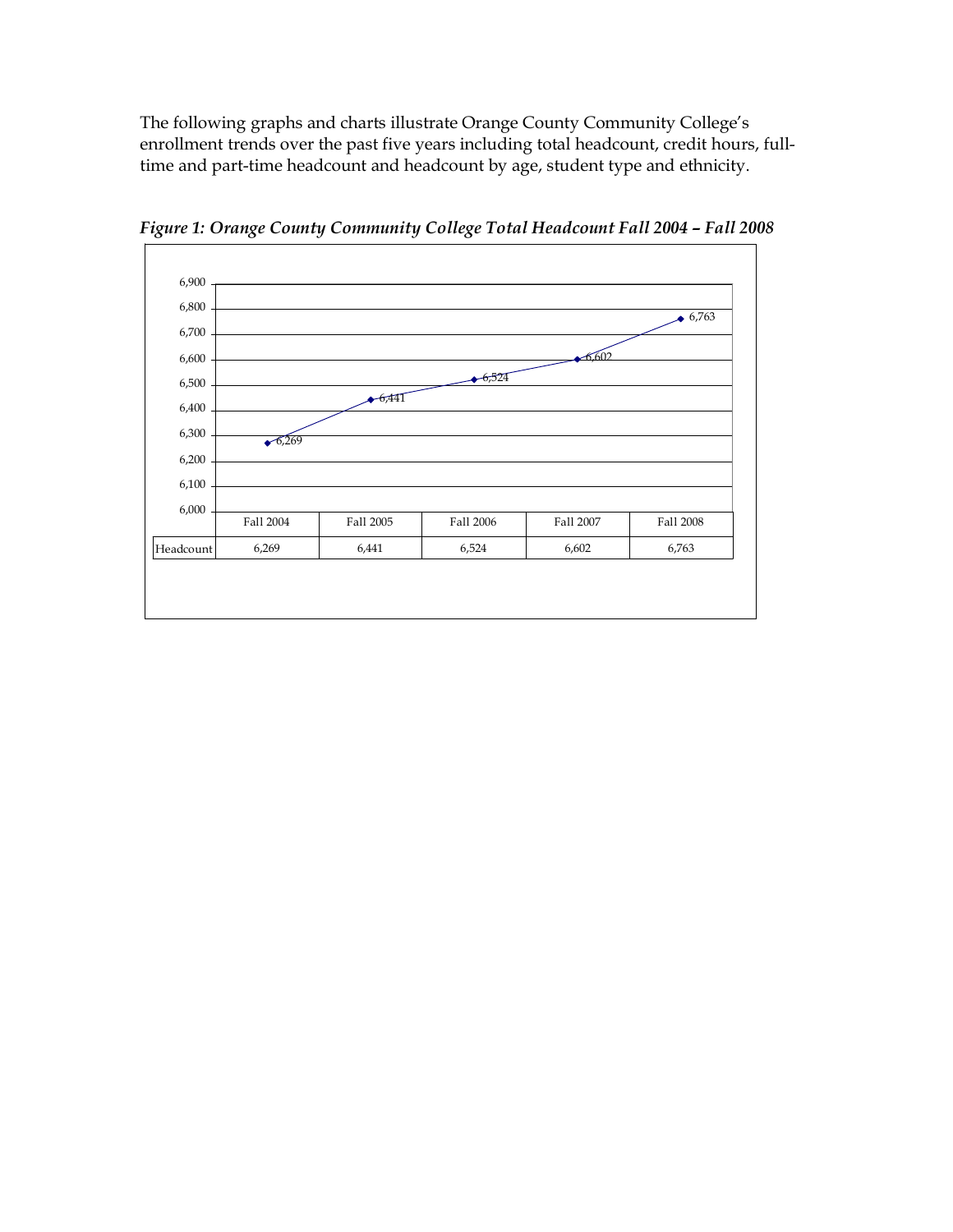The following graphs and charts illustrate Orange County Community College's enrollment trends over the past five years including total headcount, credit hours, full-time and part-time headcount and headcount by age, student type and ethnicity.

***Figure 1: Orange County Community College Total Headcount Fall 2004 – Fall 2008***

| | Fall 2004 | Fall 2005 | Fall 2006 | Fall 2007 | Fall 2008 |
|---|---|---|---|---|---|
| Headcount | 6,269 | 6,441 | 6,524 | 6,602 | 6,763 |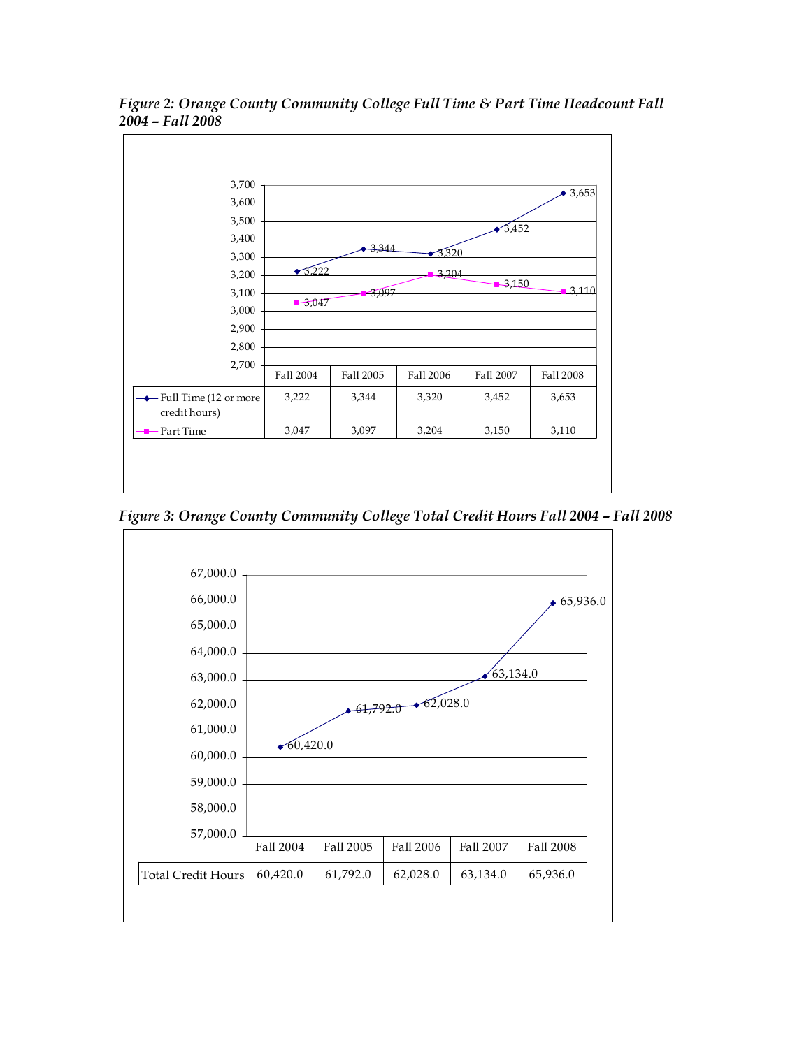*Figure 2: Orange County Community College Full Time & Part Time Headcount Fall 2004 – Fall 2008*

| | Fall 2004 | Fall 2005 | Fall 2006 | Fall 2007 | Fall 2008 |
|---|---|---|---|---|---|
| Full Time (12 or more credit hours) | 3,222 | 3,344 | 3,320 | 3,452 | 3,653 |
| Part Time | 3,047 | 3,097 | 3,204 | 3,150 | 3,110 |

*Figure 3: Orange County Community College Total Credit Hours Fall 2004 – Fall 2008*

| | Fall 2004 | Fall 2005 | Fall 2006 | Fall 2007 | Fall 2008 |
|---|---|---|---|---|---|
| Total Credit Hours | 60,420.0 | 61,792.0 | 62,028.0 | 63,134.0 | 65,936.0 |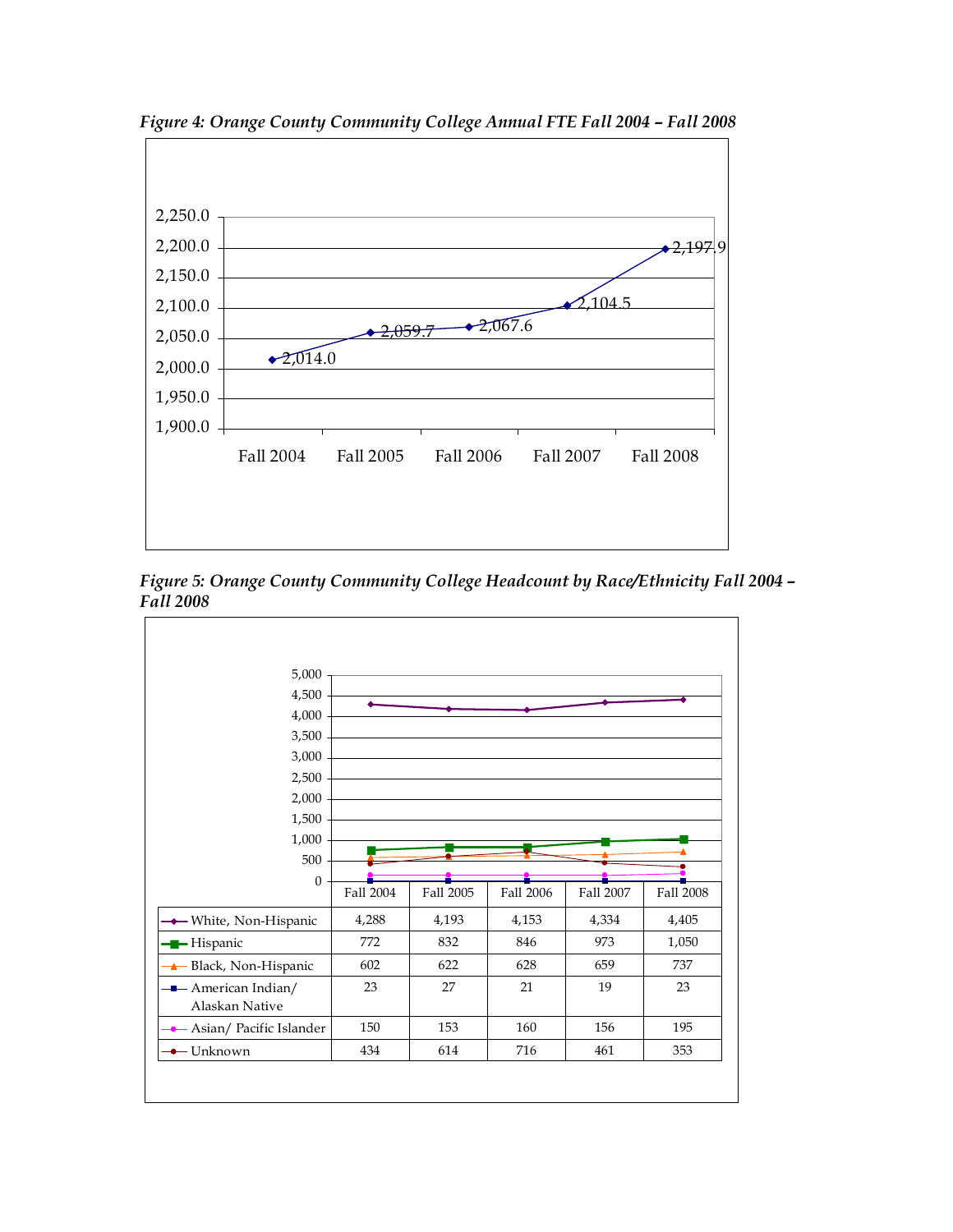*Figure 4: Orange County Community College Annual FTE Fall 2004 – Fall 2008*

| Fall 2004 | Fall 2005 | Fall 2006 | Fall 2007 | Fall 2008 |
|---|---|---|---|---|
| 2,014.0 | 2,059.7 | 2,067.6 | 2,104.5 | 2,197.9 |

*Figure 5: Orange County Community College Headcount by Race/Ethnicity Fall 2004 – Fall 2008*

| | Fall 2004 | Fall 2005 | Fall 2006 | Fall 2007 | Fall 2008 |
|---|---|---|---|---|---|
| White, Non-Hispanic | 4,288 | 4,193 | 4,153 | 4,334 | 4,405 |
| Hispanic | 772 | 832 | 846 | 973 | 1,050 |
| Black, Non-Hispanic | 602 | 622 | 628 | 659 | 737 |
| American Indian/ Alaskan Native | 23 | 27 | 21 | 19 | 23 |
| Asian/ Pacific Islander | 150 | 153 | 160 | 156 | 195 |
| Unknown | 434 | 614 | 716 | 461 | 353 |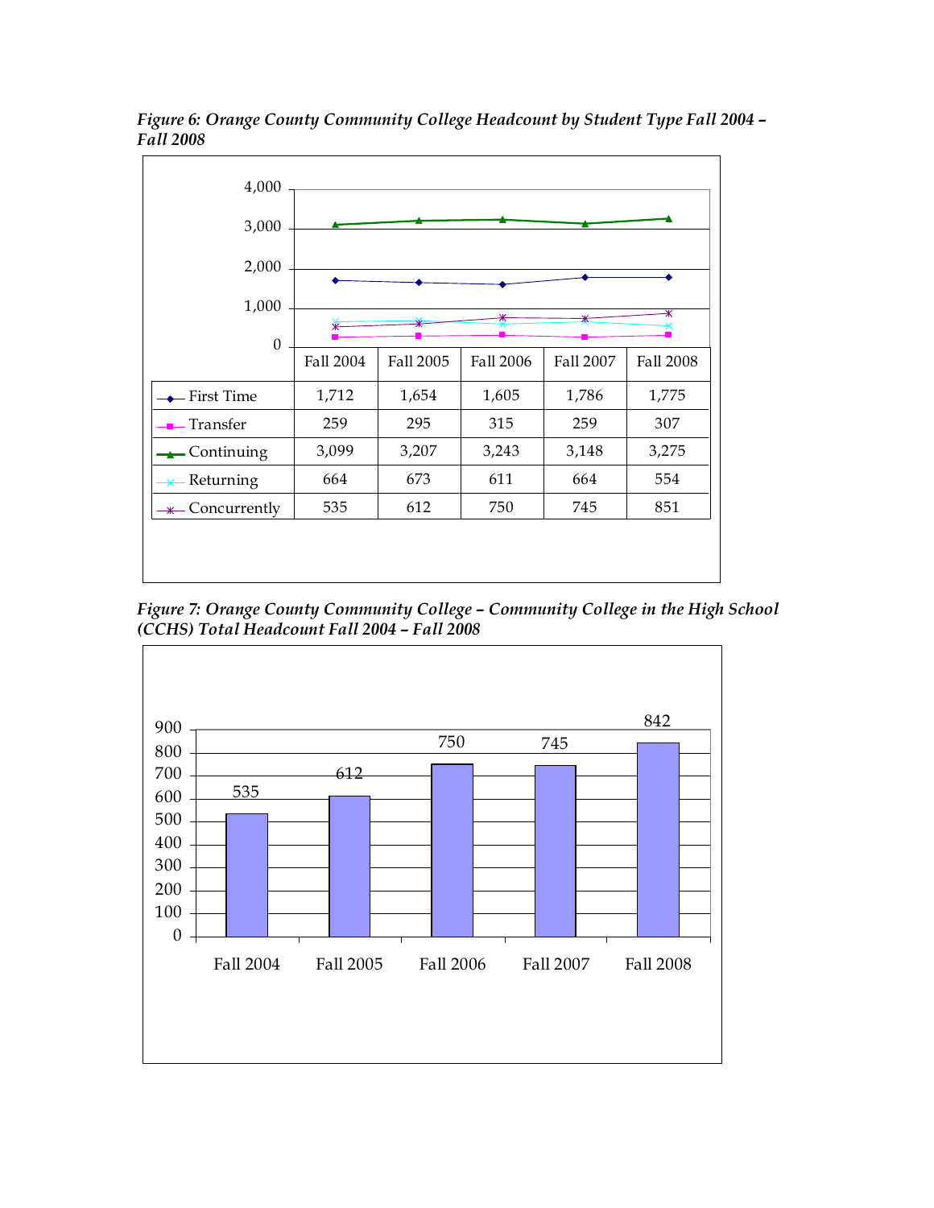*Figure 6: Orange County Community College Headcount by Student Type Fall 2004 – Fall 2008*

| | Fall 2004 | Fall 2005 | Fall 2006 | Fall 2007 | Fall 2008 |
|---|---|---|---|---|---|
| First Time | 1,712 | 1,654 | 1,605 | 1,786 | 1,775 |
| Transfer | 259 | 295 | 315 | 259 | 307 |
| Continuing | 3,099 | 3,207 | 3,243 | 3,148 | 3,275 |
| Returning | 664 | 673 | 611 | 664 | 554 |
| Concurrently | 535 | 612 | 750 | 745 | 851 |

*Figure 7: Orange County Community College – Community College in the High School (CCHS) Total Headcount Fall 2004 – Fall 2008*

| Fall 2004 | Fall 2005 | Fall 2006 | Fall 2007 | Fall 2008 |
|---|---|---|---|---|
| 535 | 612 | 750 | 745 | 842 |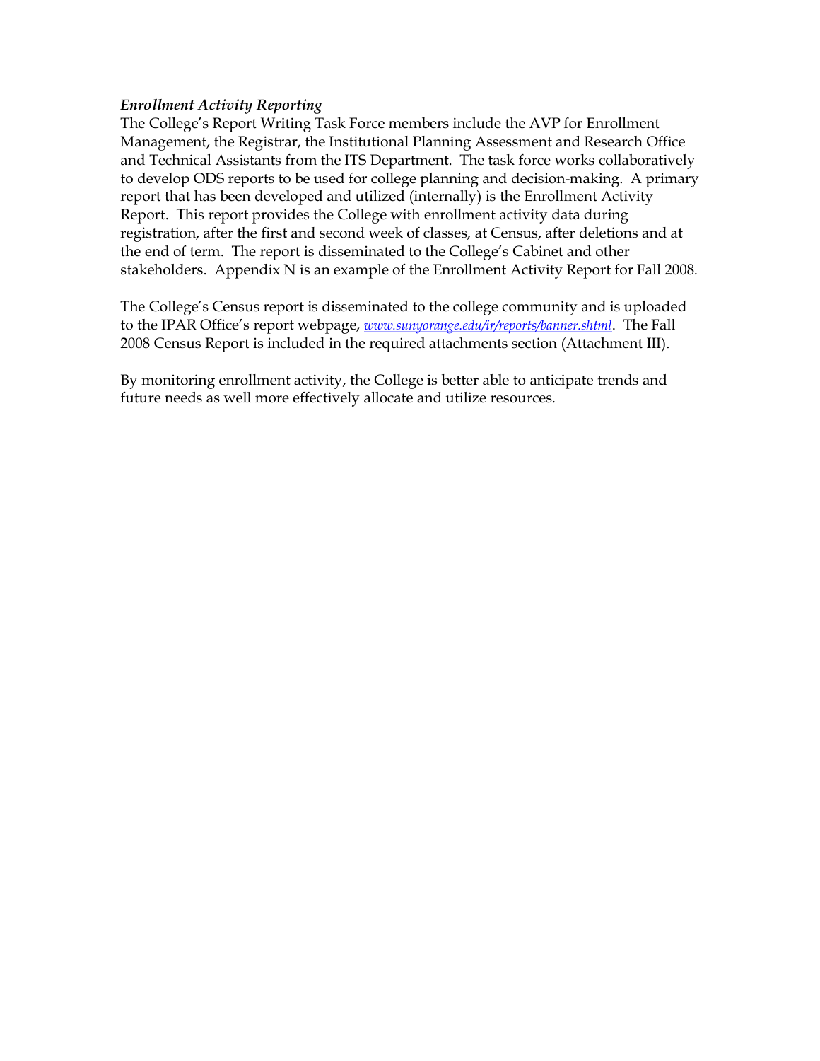*Enrollment Activity Reporting*

The College's Report Writing Task Force members include the AVP for Enrollment Management, the Registrar, the Institutional Planning Assessment and Research Office and Technical Assistants from the ITS Department. The task force works collaboratively to develop ODS reports to be used for college planning and decision-making. A primary report that has been developed and utilized (internally) is the Enrollment Activity Report. This report provides the College with enrollment activity data during registration, after the first and second week of classes, at Census, after deletions and at the end of term. The report is disseminated to the College's Cabinet and other stakeholders. Appendix N is an example of the Enrollment Activity Report for Fall 2008.

The College's Census report is disseminated to the college community and is uploaded to the IPAR Office's report webpage, *www.sunyorange.edu/ir/reports/banner.shtml*. The Fall 2008 Census Report is included in the required attachments section (Attachment III).

By monitoring enrollment activity, the College is better able to anticipate trends and future needs as well more effectively allocate and utilize resources.